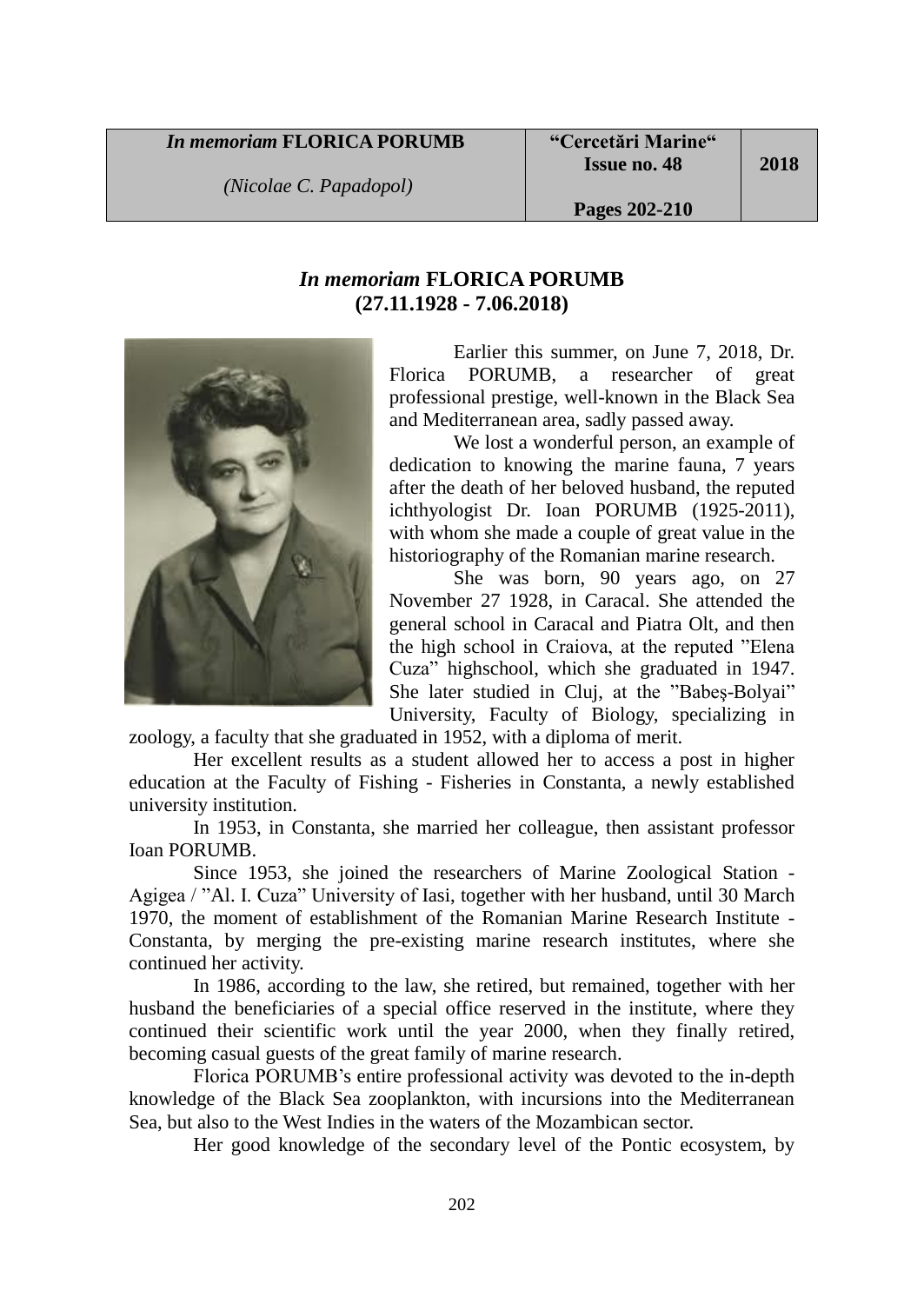# *In memoriam* FLORICA PORUMB
## (27.11.1928 - 7.06.2018)

*(Nicolae C. Papadopol)*

Earlier this summer, on June 7, 2018, Dr. Florica PORUMB, a researcher of great professional prestige, well-known in the Black Sea and Mediterranean area, sadly passed away.

We lost a wonderful person, an example of dedication to knowing the marine fauna, 7 years after the death of her beloved husband, the reputed ichthyologist Dr. Ioan PORUMB (1925-2011), with whom she made a couple of great value in the historiography of the Romanian marine research.

She was born, 90 years ago, on 27 November 27 1928, in Caracal. She attended the general school in Caracal and Piatra Olt, and then the high school in Craiova, at the reputed "Elena Cuza" highschool, which she graduated in 1947. She later studied in Cluj, at the "Babeş-Bolyai" University, Faculty of Biology, specializing in zoology, a faculty that she graduated in 1952, with a diploma of merit.

Her excellent results as a student allowed her to access a post in higher education at the Faculty of Fishing - Fisheries in Constanta, a newly established university institution.

In 1953, in Constanta, she married her colleague, then assistant professor Ioan PORUMB.

Since 1953, she joined the researchers of Marine Zoological Station - Agigea / "Al. I. Cuza" University of Iasi, together with her husband, until 30 March 1970, the moment of establishment of the Romanian Marine Research Institute - Constanta, by merging the pre-existing marine research institutes, where she continued her activity.

In 1986, according to the law, she retired, but remained, together with her husband the beneficiaries of a special office reserved in the institute, where they continued their scientific work until the year 2000, when they finally retired, becoming casual guests of the great family of marine research.

Florica PORUMB's entire professional activity was devoted to the in-depth knowledge of the Black Sea zooplankton, with incursions into the Mediterranean Sea, but also to the West Indies in the waters of the Mozambican sector.

Her good knowledge of the secondary level of the Pontic ecosystem, by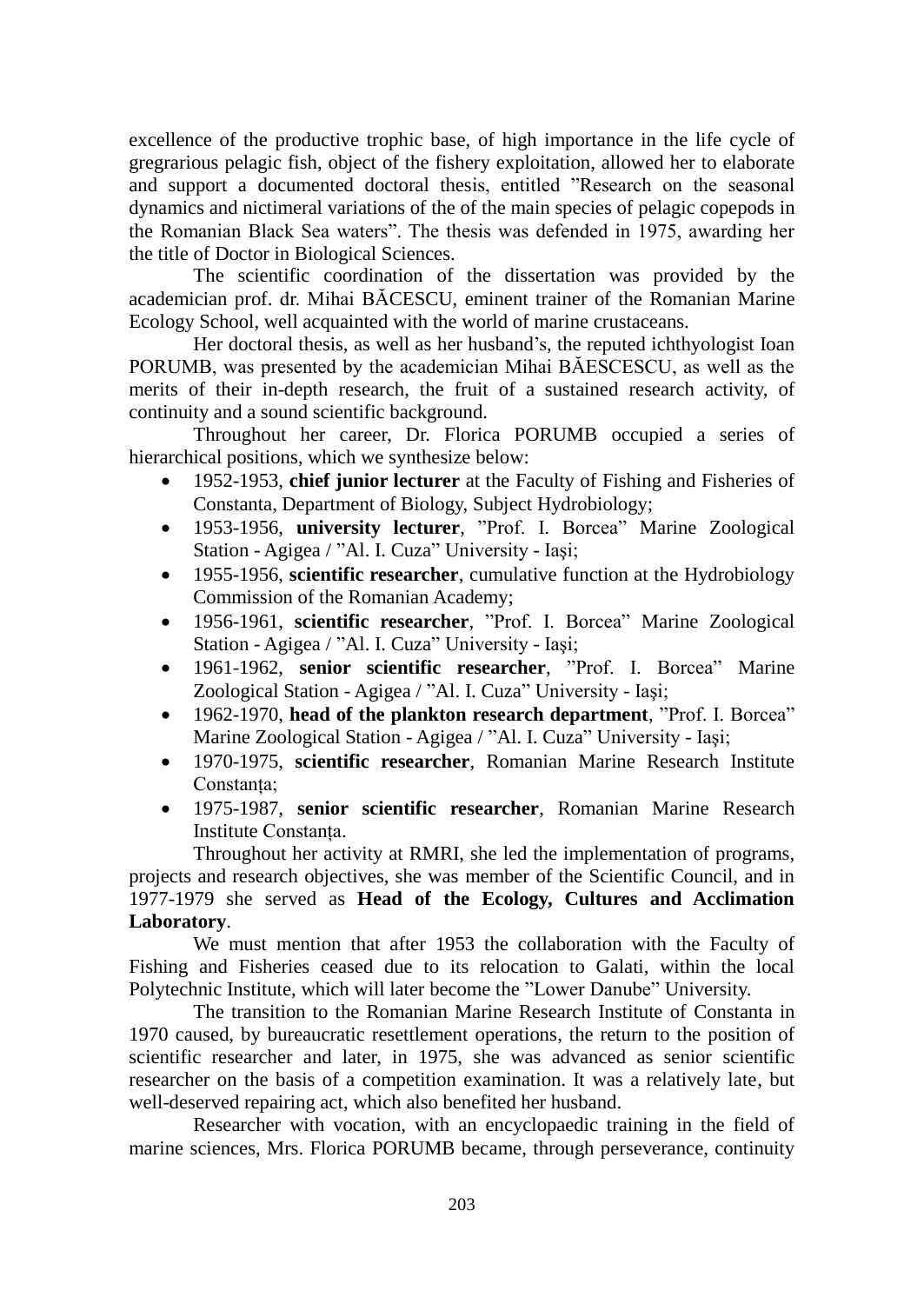excellence of the productive trophic base, of high importance in the life cycle of gregrarious pelagic fish, object of the fishery exploitation, allowed her to elaborate and support a documented doctoral thesis, entitled ”Research on the seasonal dynamics and nictimeral variations of the of the main species of pelagic copepods in the Romanian Black Sea waters”. The thesis was defended in 1975, awarding her the title of Doctor in Biological Sciences.

The scientific coordination of the dissertation was provided by the academician prof. dr. Mihai BĂCESCU, eminent trainer of the Romanian Marine Ecology School, well acquainted with the world of marine crustaceans.

Her doctoral thesis, as well as her husband’s, the reputed ichthyologist Ioan PORUMB, was presented by the academician Mihai BĂESCESCU, as well as the merits of their in-depth research, the fruit of a sustained research activity, of continuity and a sound scientific background.

Throughout her career, Dr. Florica PORUMB occupied a series of hierarchical positions, which we synthesize below:

- 1952-1953, **chief junior lecturer** at the Faculty of Fishing and Fisheries of Constanta, Department of Biology, Subject Hydrobiology;
- 1953-1956, **university lecturer**, ”Prof. I. Borcea” Marine Zoological Station - Agigea / ”Al. I. Cuza” University - Iași;
- 1955-1956, **scientific researcher**, cumulative function at the Hydrobiology Commission of the Romanian Academy;
- 1956-1961, **scientific researcher**, ”Prof. I. Borcea” Marine Zoological Station - Agigea / ”Al. I. Cuza” University - Iaşi;
- 1961-1962, **senior scientific researcher**, ”Prof. I. Borcea” Marine Zoological Station - Agigea / ”Al. I. Cuza” University - Iaşi;
- 1962-1970, **head of the plankton research department**, ”Prof. I. Borcea” Marine Zoological Station - Agigea / ”Al. I. Cuza” University - Iaşi;
- 1970-1975, **scientific researcher**, Romanian Marine Research Institute Constanța;
- 1975-1987, **senior scientific researcher**, Romanian Marine Research Institute Constanța.

Throughout her activity at RMRI, she led the implementation of programs, projects and research objectives, she was member of the Scientific Council, and in 1977-1979 she served as **Head of the Ecology, Cultures and Acclimation Laboratory**.

We must mention that after 1953 the collaboration with the Faculty of Fishing and Fisheries ceased due to its relocation to Galati, within the local Polytechnic Institute, which will later become the ”Lower Danube” University.

The transition to the Romanian Marine Research Institute of Constanta in 1970 caused, by bureaucratic resettlement operations, the return to the position of scientific researcher and later, in 1975, she was advanced as senior scientific researcher on the basis of a competition examination. It was a relatively late, but well-deserved repairing act, which also benefited her husband.

Researcher with vocation, with an encyclopaedic training in the field of marine sciences, Mrs. Florica PORUMB became, through perseverance, continuity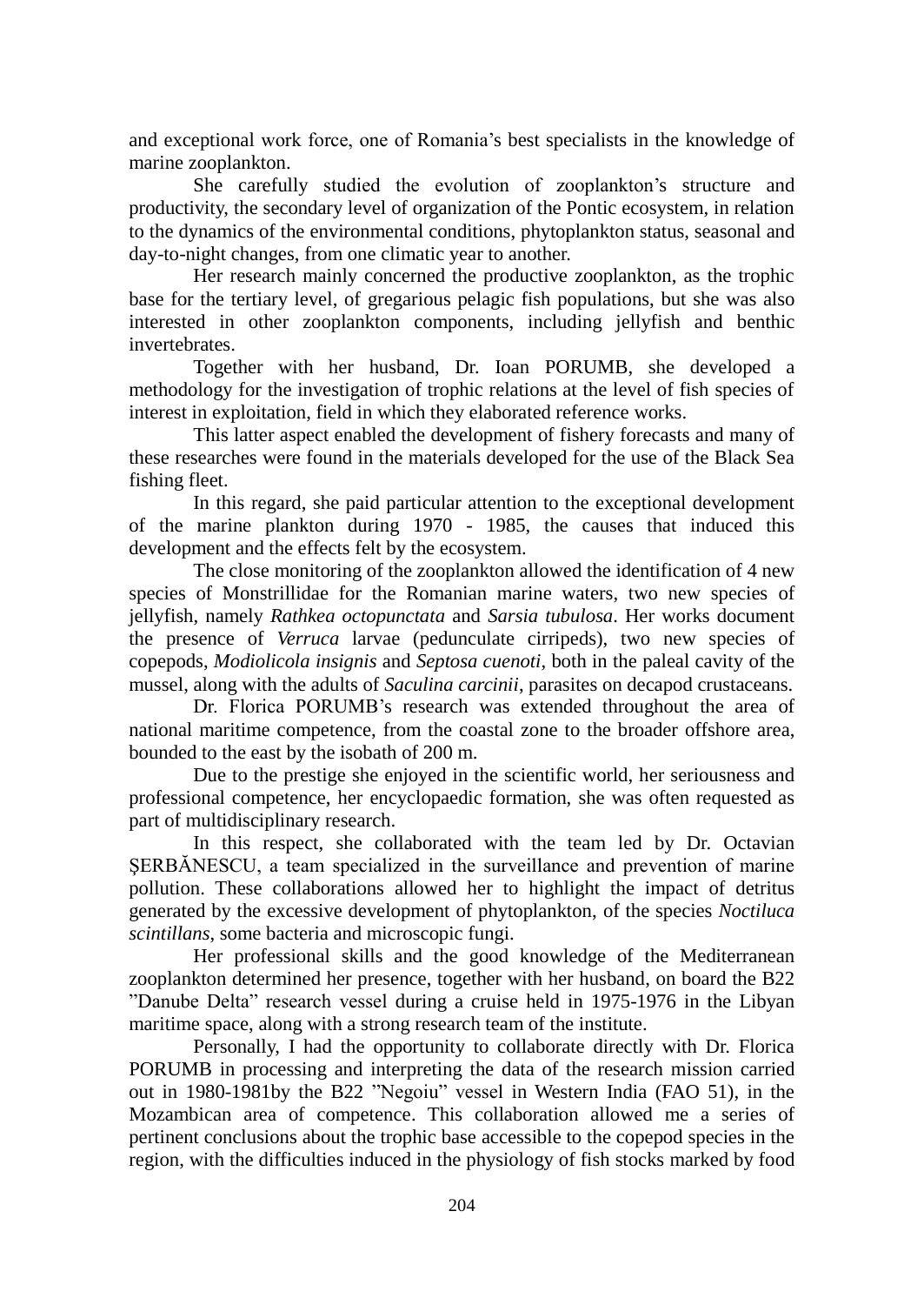and exceptional work force, one of Romania's best specialists in the knowledge of marine zooplankton.

She carefully studied the evolution of zooplankton's structure and productivity, the secondary level of organization of the Pontic ecosystem, in relation to the dynamics of the environmental conditions, phytoplankton status, seasonal and day-to-night changes, from one climatic year to another.

Her research mainly concerned the productive zooplankton, as the trophic base for the tertiary level, of gregarious pelagic fish populations, but she was also interested in other zooplankton components, including jellyfish and benthic invertebrates.

Together with her husband, Dr. Ioan PORUMB, she developed a methodology for the investigation of trophic relations at the level of fish species of interest in exploitation, field in which they elaborated reference works.

This latter aspect enabled the development of fishery forecasts and many of these researches were found in the materials developed for the use of the Black Sea fishing fleet.

In this regard, she paid particular attention to the exceptional development of the marine plankton during 1970 - 1985, the causes that induced this development and the effects felt by the ecosystem.

The close monitoring of the zooplankton allowed the identification of 4 new species of Monstrillidae for the Romanian marine waters, two new species of jellyfish, namely *Rathkea octopunctata* and *Sarsia tubulosa*. Her works document the presence of *Verruca* larvae (pedunculate cirripeds), two new species of copepods, *Modiolicola insignis* and *Septosa cuenoti*, both in the paleal cavity of the mussel, along with the adults of *Saculina carcinii*, parasites on decapod crustaceans.

Dr. Florica PORUMB's research was extended throughout the area of national maritime competence, from the coastal zone to the broader offshore area, bounded to the east by the isobath of 200 m.

Due to the prestige she enjoyed in the scientific world, her seriousness and professional competence, her encyclopaedic formation, she was often requested as part of multidisciplinary research.

In this respect, she collaborated with the team led by Dr. Octavian ŞERBĂNESCU, a team specialized in the surveillance and prevention of marine pollution. These collaborations allowed her to highlight the impact of detritus generated by the excessive development of phytoplankton, of the species *Noctiluca scintillans*, some bacteria and microscopic fungi.

Her professional skills and the good knowledge of the Mediterranean zooplankton determined her presence, together with her husband, on board the B22 "Danube Delta" research vessel during a cruise held in 1975-1976 in the Libyan maritime space, along with a strong research team of the institute.

Personally, I had the opportunity to collaborate directly with Dr. Florica PORUMB in processing and interpreting the data of the research mission carried out in 1980-1981by the B22 "Negoiu" vessel in Western India (FAO 51), in the Mozambican area of competence. This collaboration allowed me a series of pertinent conclusions about the trophic base accessible to the copepod species in the region, with the difficulties induced in the physiology of fish stocks marked by food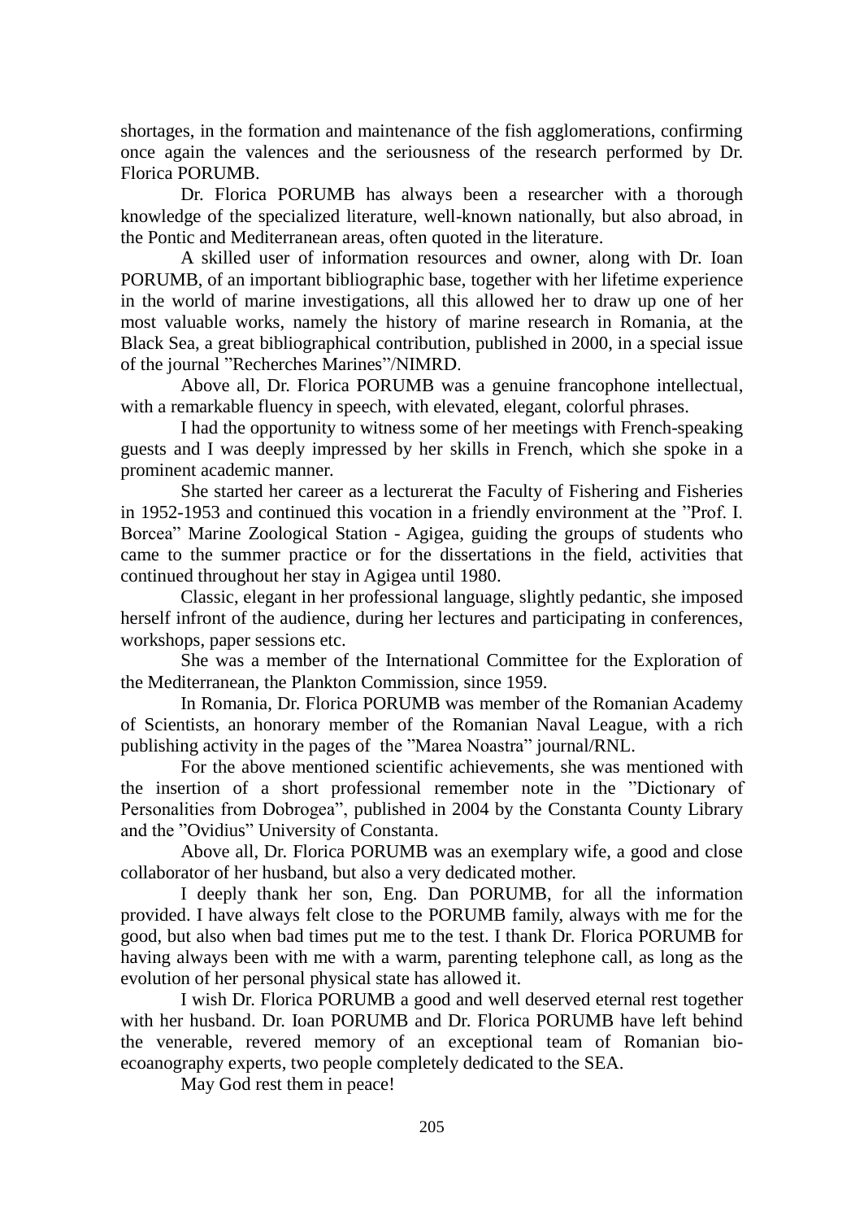shortages, in the formation and maintenance of the fish agglomerations, confirming once again the valences and the seriousness of the research performed by Dr. Florica PORUMB.

Dr. Florica PORUMB has always been a researcher with a thorough knowledge of the specialized literature, well-known nationally, but also abroad, in the Pontic and Mediterranean areas, often quoted in the literature.

A skilled user of information resources and owner, along with Dr. Ioan PORUMB, of an important bibliographic base, together with her lifetime experience in the world of marine investigations, all this allowed her to draw up one of her most valuable works, namely the history of marine research in Romania, at the Black Sea, a great bibliographical contribution, published in 2000, in a special issue of the journal "Recherches Marines"/NIMRD.

Above all, Dr. Florica PORUMB was a genuine francophone intellectual, with a remarkable fluency in speech, with elevated, elegant, colorful phrases.

I had the opportunity to witness some of her meetings with French-speaking guests and I was deeply impressed by her skills in French, which she spoke in a prominent academic manner.

She started her career as a lecturerat the Faculty of Fishering and Fisheries in 1952-1953 and continued this vocation in a friendly environment at the "Prof. I. Borcea" Marine Zoological Station - Agigea, guiding the groups of students who came to the summer practice or for the dissertations in the field, activities that continued throughout her stay in Agigea until 1980.

Classic, elegant in her professional language, slightly pedantic, she imposed herself infront of the audience, during her lectures and participating in conferences, workshops, paper sessions etc.

She was a member of the International Committee for the Exploration of the Mediterranean, the Plankton Commission, since 1959.

In Romania, Dr. Florica PORUMB was member of the Romanian Academy of Scientists, an honorary member of the Romanian Naval League, with a rich publishing activity in the pages of the "Marea Noastra" journal/RNL.

For the above mentioned scientific achievements, she was mentioned with the insertion of a short professional remember note in the "Dictionary of Personalities from Dobrogea", published in 2004 by the Constanta County Library and the "Ovidius" University of Constanta.

Above all, Dr. Florica PORUMB was an exemplary wife, a good and close collaborator of her husband, but also a very dedicated mother.

I deeply thank her son, Eng. Dan PORUMB, for all the information provided. I have always felt close to the PORUMB family, always with me for the good, but also when bad times put me to the test. I thank Dr. Florica PORUMB for having always been with me with a warm, parenting telephone call, as long as the evolution of her personal physical state has allowed it.

I wish Dr. Florica PORUMB a good and well deserved eternal rest together with her husband. Dr. Ioan PORUMB and Dr. Florica PORUMB have left behind the venerable, revered memory of an exceptional team of Romanian bio-ecoanography experts, two people completely dedicated to the SEA.

May God rest them in peace!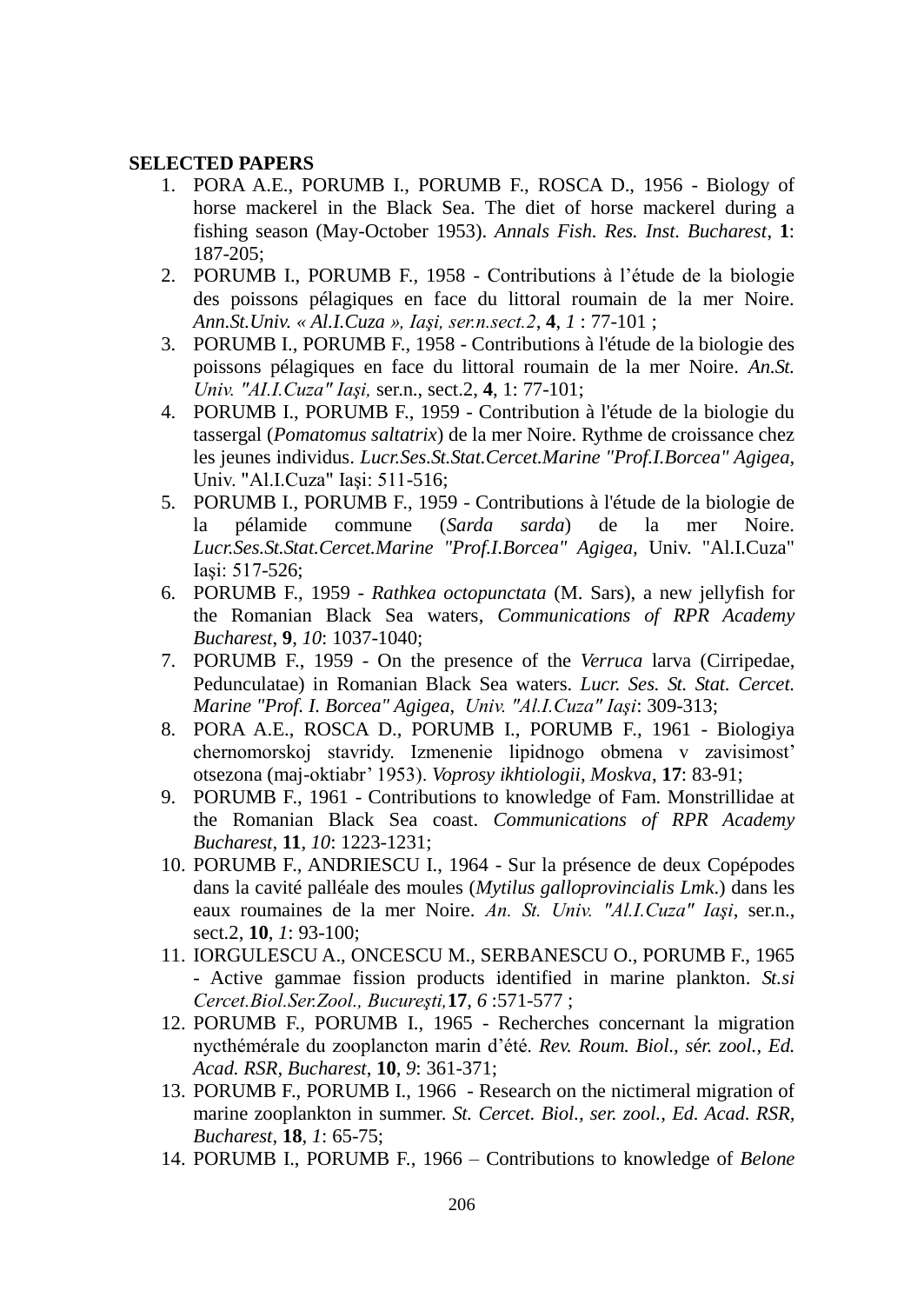**SELECTED PAPERS**

1. PORA A.E., PORUMB I., PORUMB F., ROSCA D., 1956 - Biology of horse mackerel in the Black Sea. The diet of horse mackerel during a fishing season (May-October 1953). *Annals Fish. Res. Inst. Bucharest*, **1**: 187-205;
2. PORUMB I., PORUMB F., 1958 - Contributions à l'étude de la biologie des poissons pélagiques en face du littoral roumain de la mer Noire. *Ann.St.Univ. « Al.I.Cuza », Iaşi, ser.n.sect.2*, **4**, *1* : 77-101 ;
3. PORUMB I., PORUMB F., 1958 - Contributions à l'étude de la biologie des poissons pélagiques en face du littoral roumain de la mer Noire. *An.St. Univ. "AI.I.Cuza" Iaşi,* ser.n., sect.2, **4**, 1: 77-101;
4. PORUMB I., PORUMB F., 1959 - Contribution à l'étude de la biologie du tassergal (*Pomatomus saltatrix*) de la mer Noire. Rythme de croissance chez les jeunes individus. *Lucr.Ses.St.Stat.Cercet.Marine "Prof.I.Borcea" Agigea*, Univ. "Al.I.Cuza" Iaşi: 511-516;
5. PORUMB I., PORUMB F., 1959 - Contributions à l'étude de la biologie de la pélamide commune (*Sarda sarda*) de la mer Noire. *Lucr.Ses.St.Stat.Cercet.Marine "Prof.I.Borcea" Agigea,* Univ. "Al.I.Cuza" Iaşi: 517-526;
6. PORUMB F., 1959 - *Rathkea octopunctata* (M. Sars), a new jellyfish for the Romanian Black Sea waters, *Communications of RPR Academy Bucharest*, **9**, *10*: 1037-1040;
7. PORUMB F., 1959 - On the presence of the *Verruca* larva (Cirripedae, Pedunculatae) in Romanian Black Sea waters. *Lucr. Ses. St. Stat. Cercet. Marine "Prof. I. Borcea" Agigea, Univ. "Al.I.Cuza" Iaşi*: 309-313;
8. PORA A.E., ROSCA D., PORUMB I., PORUMB F., 1961 - Biologiya chernomorskoj stavridy. Izmenenie lipidnogo obmena v zavisimost' otsezona (maj-oktiabr' 1953). *Voprosy ikhtiologii, Moskva*, **17**: 83-91;
9. PORUMB F., 1961 - Contributions to knowledge of Fam. Monstrillidae at the Romanian Black Sea coast. *Communications of RPR Academy Bucharest*, **11**, *10*: 1223-1231;
10. PORUMB F., ANDRIESCU I., 1964 - Sur la présence de deux Copépodes dans la cavité palléale des moules (*Mytilus galloprovincialis Lmk*.) dans les eaux roumaines de la mer Noire. *An. St. Univ. "Al.I.Cuza" Iaşi*, ser.n., sect.2, **10**, *1*: 93-100;
11. IORGULESCU A., ONCESCU M., SERBANESCU O., PORUMB F., 1965 - Active gammae fission products identified in marine plankton. *St.si Cercet.Biol.Ser.Zool., Bucureşti,***17**, *6* :571-577 ;
12. PORUMB F., PORUMB I., 1965 - Recherches concernant la migration nycthémérale du zooplancton marin d'été. *Rev. Roum. Biol., sér. zool., Ed. Acad. RSR, Bucharest*, **10**, *9*: 361-371;
13. PORUMB F., PORUMB I., 1966 - Research on the nictimeral migration of marine zooplankton in summer. *St. Cercet. Biol., ser. zool., Ed. Acad. RSR, Bucharest*, **18**, *1*: 65-75;
14. PORUMB I., PORUMB F., 1966 – Contributions to knowledge of *Belone*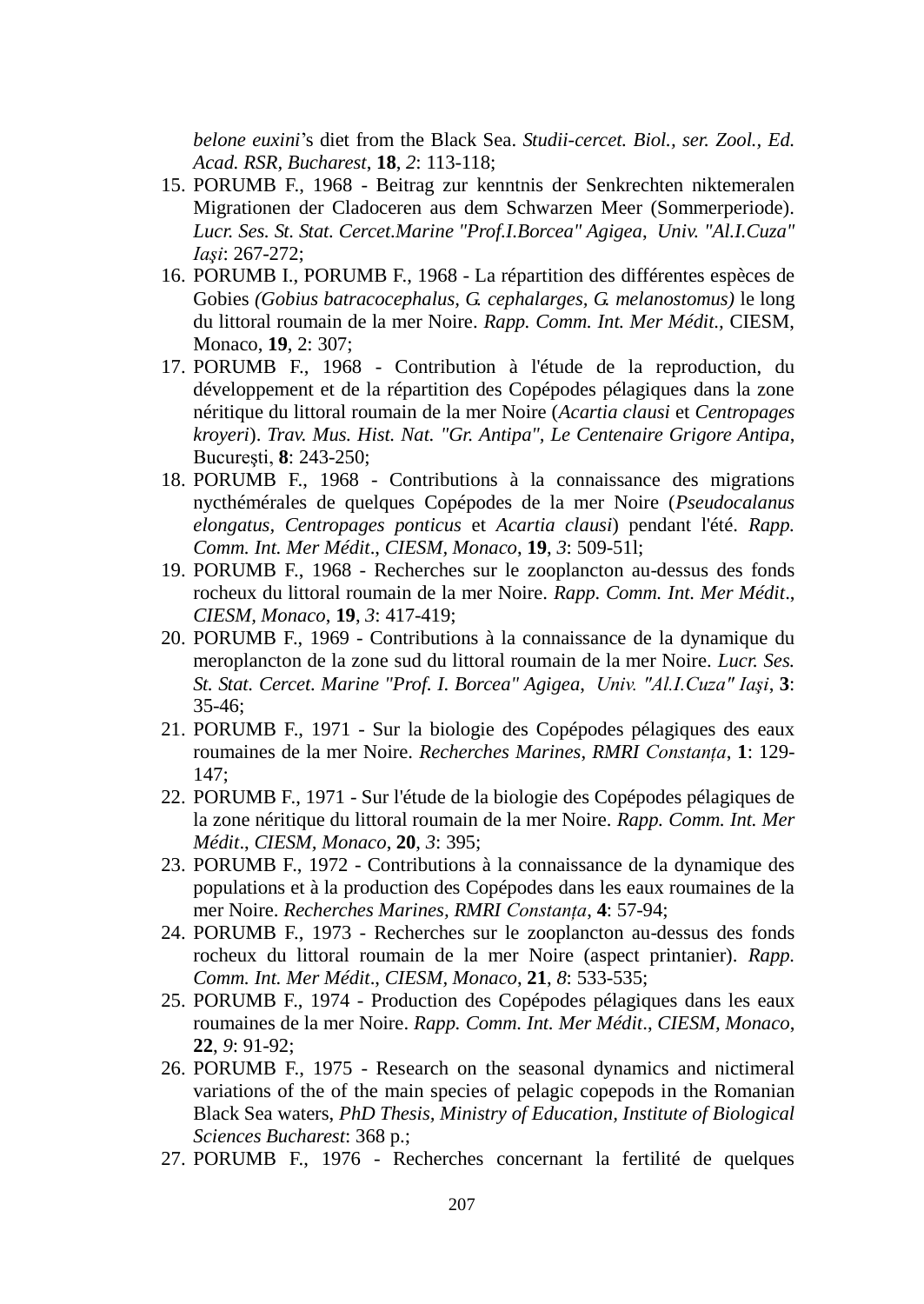*belone euxini*’s diet from the Black Sea. *Studii-cercet. Biol., ser. Zool., Ed. Acad. RSR, Bucharest*, **18**, *2*: 113-118;

15. PORUMB F., 1968 - Beitrag zur kenntnis der Senkrechten niktemeralen Migrationen der Cladoceren aus dem Schwarzen Meer (Sommerperiode). *Lucr. Ses. St. Stat. Cercet.Marine "Prof.I.Borcea" Agigea, Univ. "Al.I.Cuza" Iaşi*: 267-272;
16. PORUMB I., PORUMB F., 1968 - La répartition des différentes espèces de Gobies *(Gobius batracocephalus, G. cephalarges, G. melanostomus)* le long du littoral roumain de la mer Noire. *Rapp. Comm. Int. Mer Médit.*, CIESM, Monaco, **19**, 2: 307;
17. PORUMB F., 1968 - Contribution à l'étude de la reproduction, du développement et de la répartition des Copépodes pélagiques dans la zone néritique du littoral roumain de la mer Noire (*Acartia clausi* et *Centropages kroyeri*). *Trav. Mus. Hist. Nat. "Gr. Antipa", Le Centenaire Grigore Antipa*, Bucureşti, **8**: 243-250;
18. PORUMB F., 1968 - Contributions à la connaissance des migrations nycthémérales de quelques Copépodes de la mer Noire (*Pseudocalanus elongatus, Centropages ponticus* et *Acartia clausi*) pendant l'été. *Rapp. Comm. Int. Mer Médit., CIESM, Monaco*, **19**, *3*: 509-51l;
19. PORUMB F., 1968 - Recherches sur le zooplancton au-dessus des fonds rocheux du littoral roumain de la mer Noire. *Rapp. Comm. Int. Mer Médit., CIESM, Monaco*, **19**, *3*: 417-419;
20. PORUMB F., 1969 - Contributions à la connaissance de la dynamique du meroplancton de la zone sud du littoral roumain de la mer Noire. *Lucr. Ses. St. Stat. Cercet. Marine "Prof. I. Borcea" Agigea, Univ. "Al.I.Cuza" Iaşi*, **3**: 35-46;
21. PORUMB F., 1971 - Sur la biologie des Copépodes pélagiques des eaux roumaines de la mer Noire. *Recherches Marines*, *RMRI Constanța*, **1**: 129-147;
22. PORUMB F., 1971 - Sur l'étude de la biologie des Copépodes pélagiques de la zone néritique du littoral roumain de la mer Noire. *Rapp. Comm. Int. Mer Médit., CIESM, Monaco*, **20**, *3*: 395;
23. PORUMB F., 1972 - Contributions à la connaissance de la dynamique des populations et à la production des Copépodes dans les eaux roumaines de la mer Noire. *Recherches Marines, RMRI Constanța*, **4**: 57-94;
24. PORUMB F., 1973 - Recherches sur le zooplancton au-dessus des fonds rocheux du littoral roumain de la mer Noire (aspect printanier). *Rapp. Comm. Int. Mer Médit., CIESM, Monaco*, **21**, *8*: 533-535;
25. PORUMB F., 1974 - Production des Copépodes pélagiques dans les eaux roumaines de la mer Noire. *Rapp. Comm. Int. Mer Médit., CIESM, Monaco*, **22**, *9*: 91-92;
26. PORUMB F., 1975 - Research on the seasonal dynamics and nictimeral variations of the of the main species of pelagic copepods in the Romanian Black Sea waters, *PhD Thesis, Ministry of Education, Institute of Biological Sciences Bucharest*: 368 p.;
27. PORUMB F., 1976 - Recherches concernant la fertilité de quelques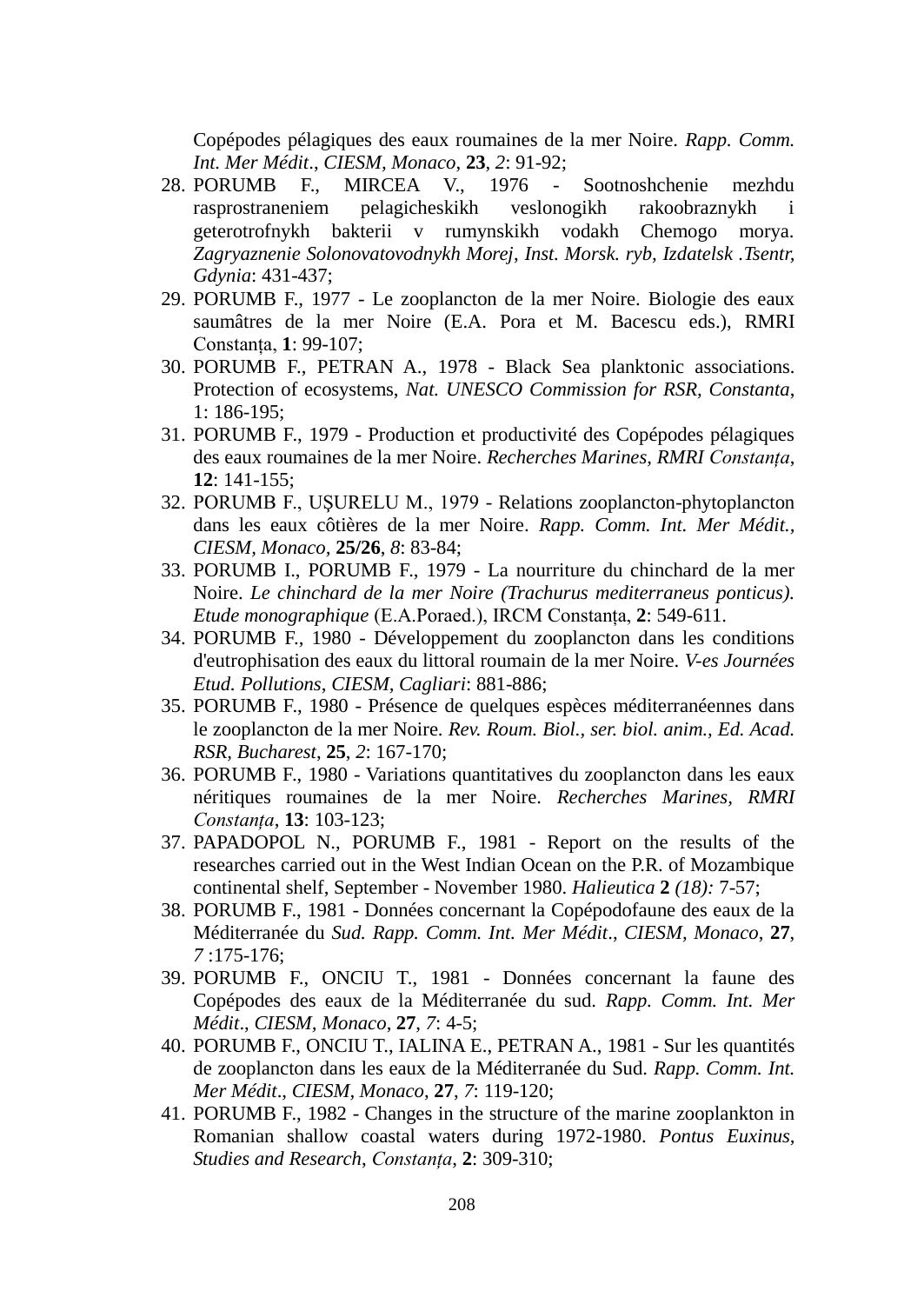Copépodes pélagiques des eaux roumaines de la mer Noire. *Rapp. Comm. Int. Mer Médit*., *CIESM, Monaco*, **23**, *2*: 91-92;

28. PORUMB F., MIRCEA V., 1976 - Sootnoshchenie mezhdu rasprostraneniem pelagicheskikh veslonogikh rakoobraznykh i geterotrofnykh bakterii v rumynskikh vodakh Chemogo morya. *Zagryaznenie Solonovatovodnykh Morej*, *Inst. Morsk. ryb, Izdatelsk .Tsentr, Gdynia*: 431-437;
29. PORUMB F., 1977 - Le zooplancton de la mer Noire. Biologie des eaux saumâtres de la mer Noire (E.A. Pora et M. Bacescu eds.), RMRI Constanța, **1**: 99-107;
30. PORUMB F., PETRAN A., 1978 - Black Sea planktonic associations. Protection of ecosystems, *Nat. UNESCO Commission for RSR, Constanta*, 1: 186-195;
31. PORUMB F., 1979 - Production et productivité des Copépodes pélagiques des eaux roumaines de la mer Noire. *Recherches Marines, RMRI Constanța*, **12**: 141-155;
32. PORUMB F., UȘURELU M., 1979 - Relations zooplancton-phytoplancton dans les eaux côtières de la mer Noire. *Rapp. Comm. Int. Mer Médit.*, *CIESM, Monaco,* **25/26**, *8*: 83-84;
33. PORUMB I., PORUMB F., 1979 - La nourriture du chinchard de la mer Noire. *Le chinchard de la mer Noire (Trachurus mediterraneus ponticus). Etude monographique* (E.A.Poraed.), IRCM Constanța, **2**: 549-611.
34. PORUMB F., 1980 - Développement du zooplancton dans les conditions d'eutrophisation des eaux du littoral roumain de la mer Noire. *V-es Journées Etud. Pollutions*, *CIESM, Cagliari*: 881-886;
35. PORUMB F., 1980 - Présence de quelques espèces méditerranéennes dans le zooplancton de la mer Noire. *Rev. Roum. Biol., ser. biol. anim., Ed. Acad. RSR, Bucharest*, **25**, *2*: 167-170;
36. PORUMB F., 1980 - Variations quantitatives du zooplancton dans les eaux néritiques roumaines de la mer Noire. *Recherches Marines*, *RMRI Constanța*, **13**: 103-123;
37. PAPADOPOL N., PORUMB F., 1981 - Report on the results of the researches carried out in the West Indian Ocean on the P.R. of Mozambique continental shelf, September - November 1980. *Halieutica* **2** *(18):* 7-57;
38. PORUMB F., 1981 - Données concernant la Copépodofaune des eaux de la Méditerranée du *Sud. Rapp. Comm. Int. Mer Médit*., *CIESM, Monaco*, **27**, *7* :175-176;
39. PORUMB F., ONCIU T., 1981 - Données concernant la faune des Copépodes des eaux de la Méditerranée du sud. *Rapp. Comm. Int. Mer Médit*., *CIESM, Monaco*, **27**, *7*: 4-5;
40. PORUMB F., ONCIU T., IALINA E., PETRAN A., 1981 - Sur les quantités de zooplancton dans les eaux de la Méditerranée du Sud. *Rapp. Comm. Int. Mer Médit*., *CIESM, Monaco*, **27**, *7*: 119-120;
41. PORUMB F., 1982 - Changes in the structure of the marine zooplankton in Romanian shallow coastal waters during 1972-1980. *Pontus Euxinus, Studies and Research*, *Constanța*, **2**: 309-310;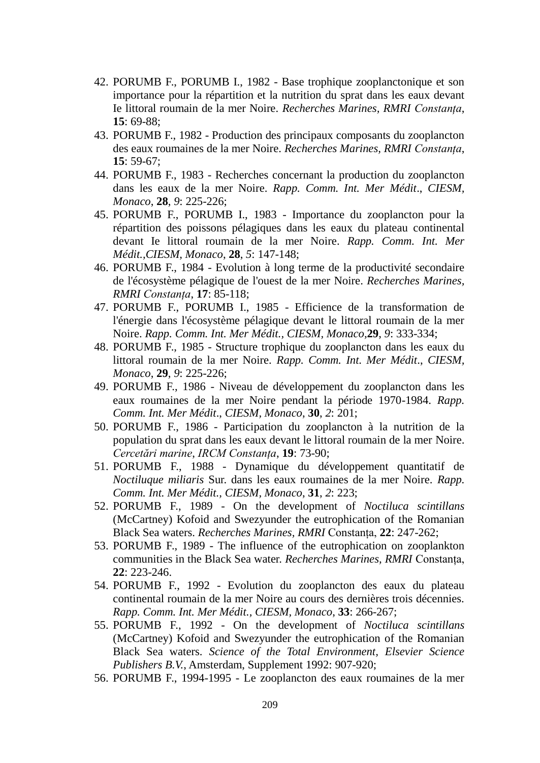42. PORUMB F., PORUMB I., 1982 - Base trophique zooplanctonique et son importance pour la répartition et la nutrition du sprat dans les eaux devant Ie littoral roumain de la mer Noire. *Recherches Marines, RMRI Constanța*, **15**: 69-88;
43. PORUMB F., 1982 - Production des principaux composants du zooplancton des eaux roumaines de la mer Noire. *Recherches Marines, RMRI Constanța*, **15**: 59-67;
44. PORUMB F., 1983 - Recherches concernant la production du zooplancton dans les eaux de la mer Noire. *Rapp. Comm. Int. Mer Médit*., *CIESM, Monaco*, **28**, *9*: 225-226;
45. PORUMB F., PORUMB I., 1983 - Importance du zooplancton pour la répartition des poissons pélagiques dans les eaux du plateau continental devant Ie littoral roumain de la mer Noire. *Rapp. Comm. Int. Mer Médit.,CIESM, Monaco*, **28**, *5*: 147-148;
46. PORUMB F., 1984 - Evolution à long terme de la productivité secondaire de l'écosystème pélagique de l'ouest de la mer Noire. *Recherches Marines, RMRI Constanța*, **17**: 85-118;
47. PORUMB F., PORUMB I., 1985 - Efficience de la transformation de l'énergie dans l'écosystème pélagique devant le littoral roumain de la mer Noire. *Rapp. Comm. Int. Mer Médit., CIESM, Monaco*,**29**, *9*: 333-334;
48. PORUMB F., 1985 - Structure trophique du zooplancton dans les eaux du littoral roumain de la mer Noire. *Rapp. Comm. Int. Mer Médit*., *CIESM, Monaco*, **29**, *9*: 225-226;
49. PORUMB F., 1986 - Niveau de développement du zooplancton dans les eaux roumaines de la mer Noire pendant la période 1970-1984. *Rapp. Comm. Int. Mer Médit*., *CIESM, Monaco*, **30**, *2*: 201;
50. PORUMB F., 1986 - Participation du zooplancton à la nutrition de la population du sprat dans les eaux devant le littoral roumain de la mer Noire. *Cercetări marine*, *IRCM Constanța*, **19**: 73-90;
51. PORUMB F., 1988 - Dynamique du développement quantitatif de *Noctiluque miliaris* Sur. dans les eaux roumaines de la mer Noire. *Rapp. Comm. Int. Mer Médit., CIESM, Monaco,* **31**, *2*: 223;
52. PORUMB F., 1989 - On the development of *Noctiluca scintillans* (McCartney) Kofoid and Swezyunder the eutrophication of the Romanian Black Sea waters. *Recherches Marines, RMRI* Constanța, **22**: 247-262;
53. PORUMB F., 1989 - The influence of the eutrophication on zooplankton communities in the Black Sea water. *Recherches Marines, RMRI* Constanța, **22**: 223-246.
54. PORUMB F., 1992 - Evolution du zooplancton des eaux du plateau continental roumain de la mer Noire au cours des dernières trois décennies. *Rapp. Comm. Int. Mer Médit., CIESM, Monaco,* **33**: 266-267;
55. PORUMB F., 1992 - On the development of *Noctiluca scintillans* (McCartney) Kofoid and Swezyunder the eutrophication of the Romanian Black Sea waters. *Science of the Total Environment, Elsevier Science Publishers B.V.,* Amsterdam, Supplement 1992: 907-920;
56. PORUMB F., 1994-1995 - Le zooplancton des eaux roumaines de la mer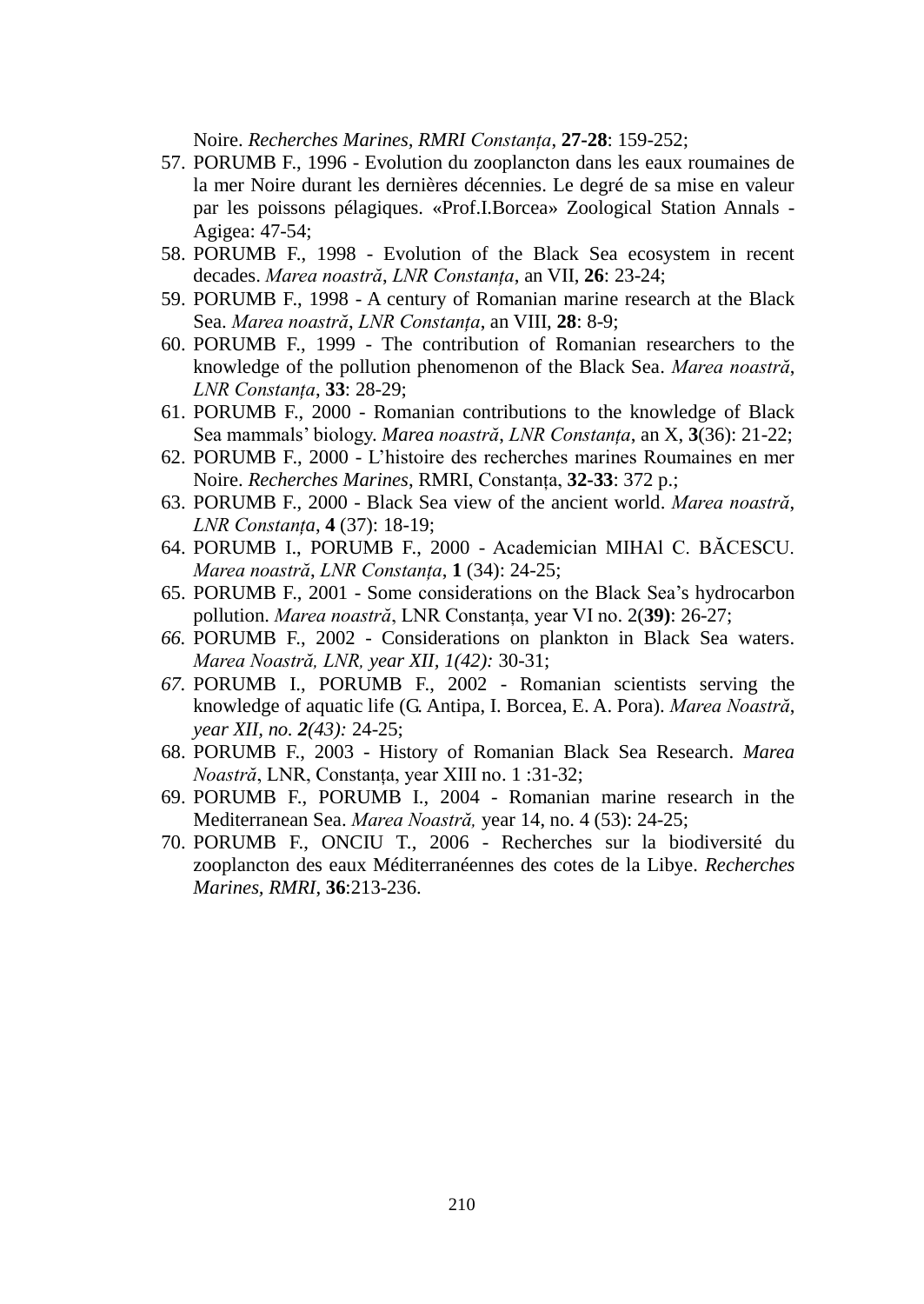Noire. *Recherches Marines, RMRI Constanța*, **27-28**: 159-252;

57. PORUMB F., 1996 - Evolution du zooplancton dans les eaux roumaines de la mer Noire durant les dernières décennies. Le degré de sa mise en valeur par les poissons pélagiques. «Prof.I.Borcea» Zoological Station Annals - Agigea: 47-54;
58. PORUMB F., 1998 - Evolution of the Black Sea ecosystem in recent decades. *Marea noastră*, *LNR Constanța*, an VII, **26**: 23-24;
59. PORUMB F., 1998 - A century of Romanian marine research at the Black Sea. *Marea noastră*, *LNR Constanța*, an VIII, **28**: 8-9;
60. PORUMB F., 1999 - The contribution of Romanian researchers to the knowledge of the pollution phenomenon of the Black Sea. *Marea noastră*, *LNR Constanța*, **33**: 28-29;
61. PORUMB F., 2000 - Romanian contributions to the knowledge of Black Sea mammals' biology. *Marea noastră*, *LNR Constanța*, an X, **3**(36): 21-22;
62. PORUMB F., 2000 - L'histoire des recherches marines Roumaines en mer Noire. *Recherches Marines*, RMRI, Constanța, **32-33**: 372 p.;
63. PORUMB F., 2000 - Black Sea view of the ancient world. *Marea noastră*, *LNR Constanța*, **4** (37): 18-19;
64. PORUMB I., PORUMB F., 2000 - Academician MIHAl C. BĂCESCU. *Marea noastră*, *LNR Constanța*, **1** (34): 24-25;
65. PORUMB F., 2001 - Some considerations on the Black Sea's hydrocarbon pollution. *Marea noastră*, LNR Constanța, year VI no. 2(**39)**: 26-27;
66. PORUMB F., 2002 - Considerations on plankton in Black Sea waters. *Marea Noastră, LNR, year XII, 1(42):* 30-31;
67. PORUMB I., PORUMB F., 2002 - Romanian scientists serving the knowledge of aquatic life (G. Antipa, I. Borcea, E. A. Pora). *Marea Noastră*, *year XII, no. 2(43):* 24-25;
68. PORUMB F., 2003 - History of Romanian Black Sea Research. *Marea Noastră*, LNR, Constanța, year XIII no. 1 :31-32;
69. PORUMB F., PORUMB I., 2004 - Romanian marine research in the Mediterranean Sea. *Marea Noastră,* year 14, no. 4 (53): 24-25;
70. PORUMB F., ONCIU T., 2006 - Recherches sur la biodiversité du zooplancton des eaux Méditerranéennes des cotes de la Libye. *Recherches Marines, RMRI*, **36**:213-236.